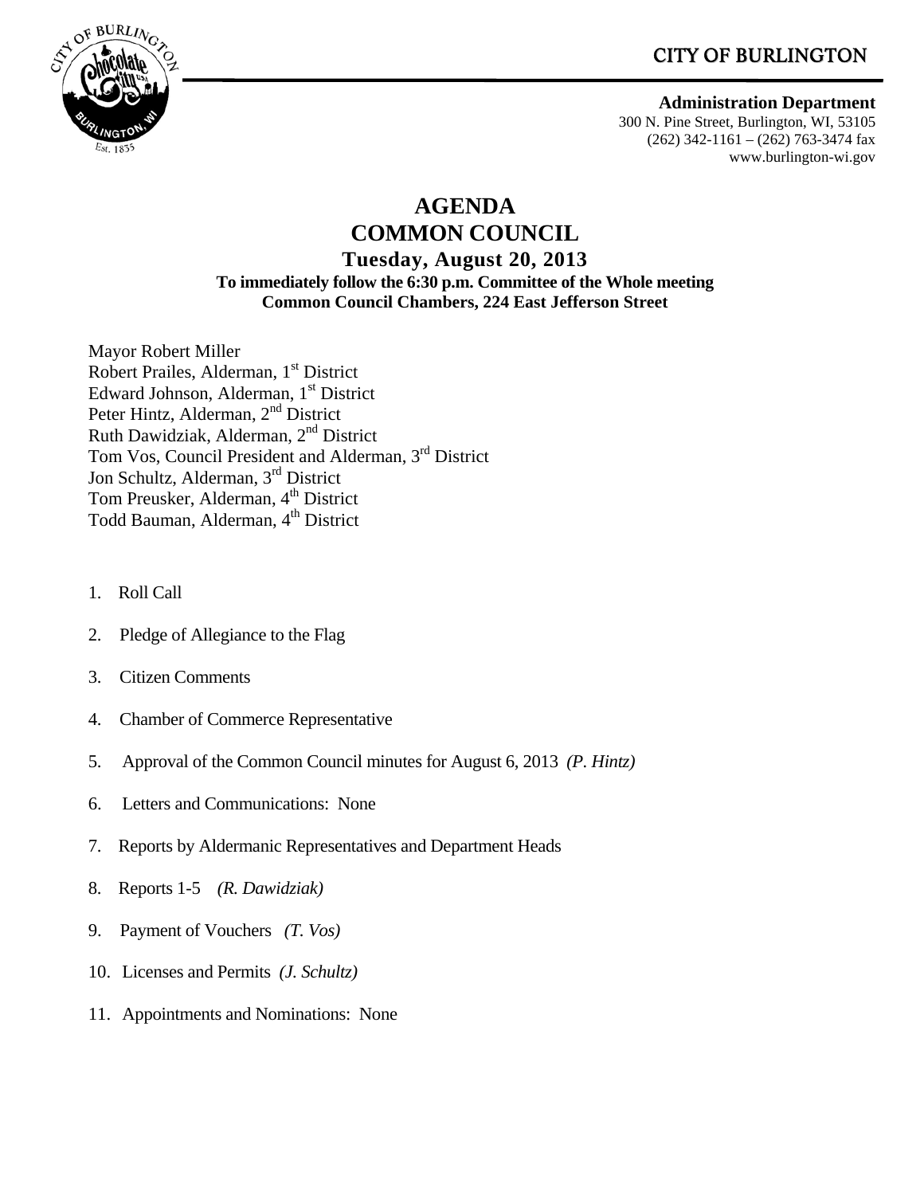CITY OF BURLINGTON

**Administration Department**
300 N. Pine Street, Burlington, WI, 53105
(262) 342-1161 – (262) 763-3474 fax
www.burlington-wi.gov

# AGENDA
# COMMON COUNCIL
## Tuesday, August 20, 2013

**To immediately follow the 6:30 p.m. Committee of the Whole meeting**
**Common Council Chambers, 224 East Jefferson Street**

Mayor Robert Miller
Robert Prailes, Alderman, 1st District
Edward Johnson, Alderman, 1st District
Peter Hintz, Alderman, 2nd District
Ruth Dawidziak, Alderman, 2nd District
Tom Vos, Council President and Alderman, 3rd District
Jon Schultz, Alderman, 3rd District
Tom Preusker, Alderman, 4th District
Todd Bauman, Alderman, 4th District

1. Roll Call
2. Pledge of Allegiance to the Flag
3. Citizen Comments
4. Chamber of Commerce Representative
5. Approval of the Common Council minutes for August 6, 2013 *(P. Hintz)*
6. Letters and Communications: None
7. Reports by Aldermanic Representatives and Department Heads
8. Reports 1-5 *(R. Dawidziak)*
9. Payment of Vouchers *(T. Vos)*
10. Licenses and Permits *(J. Schultz)*
11. Appointments and Nominations: None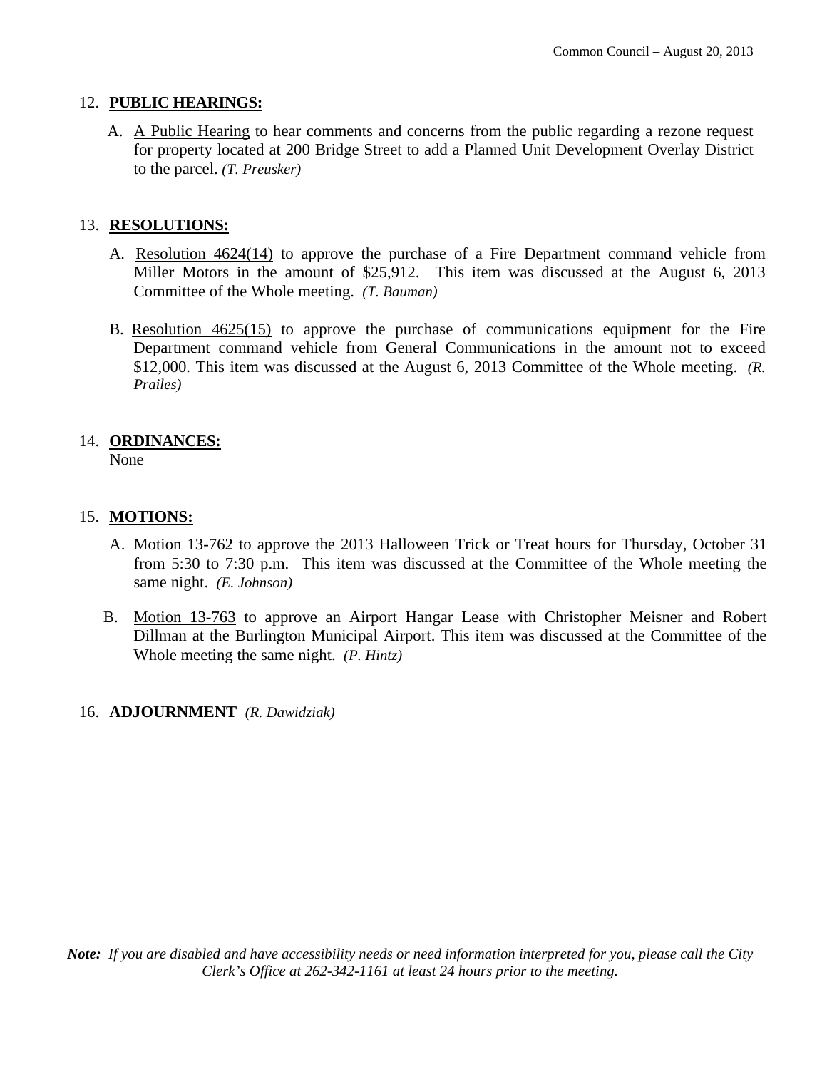12. **PUBLIC HEARINGS:**

    A. A Public Hearing to hear comments and concerns from the public regarding a rezone request for property located at 200 Bridge Street to add a Planned Unit Development Overlay District to the parcel. *(T. Preusker)*

13. **RESOLUTIONS:**

    A. Resolution 4624(14) to approve the purchase of a Fire Department command vehicle from Miller Motors in the amount of $25,912. This item was discussed at the August 6, 2013 Committee of the Whole meeting. *(T. Bauman)*

    B. Resolution 4625(15) to approve the purchase of communications equipment for the Fire Department command vehicle from General Communications in the amount not to exceed $12,000. This item was discussed at the August 6, 2013 Committee of the Whole meeting. *(R. Prailes)*

14. **ORDINANCES:**
    None

15. **MOTIONS:**

    A. Motion 13-762 to approve the 2013 Halloween Trick or Treat hours for Thursday, October 31 from 5:30 to 7:30 p.m. This item was discussed at the Committee of the Whole meeting the same night. *(E. Johnson)*

    B. Motion 13-763 to approve an Airport Hangar Lease with Christopher Meisner and Robert Dillman at the Burlington Municipal Airport. This item was discussed at the Committee of the Whole meeting the same night. *(P. Hintz)*

16. **ADJOURNMENT** *(R. Dawidziak)*

***Note:*** *If you are disabled and have accessibility needs or need information interpreted for you, please call the City Clerk's Office at 262-342-1161 at least 24 hours prior to the meeting.*